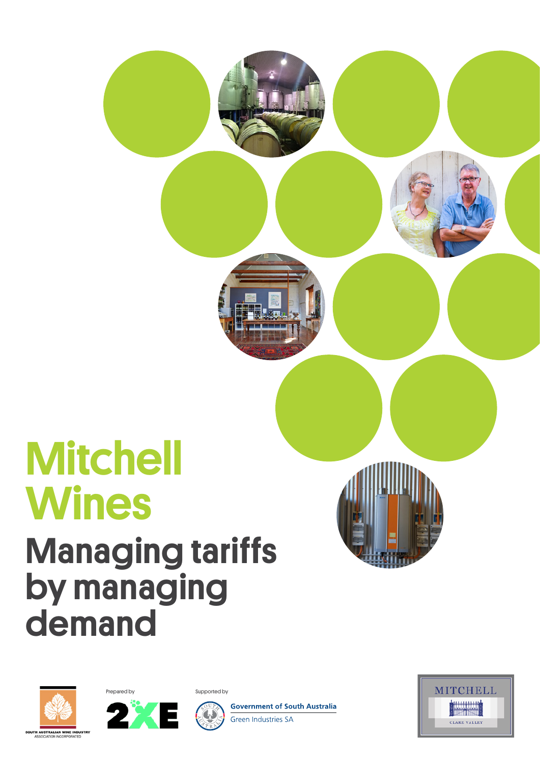# Mitchell Wines

## Managing tariffs by managing demand

SOUTH AUSTRALIAN WINE INDUSTRY ASSOCIATION INCORPORATED

Prepared by

2XE

Supported by

Government of South Australia
Green Industries SA

MITCHELL
CLARE VALLEY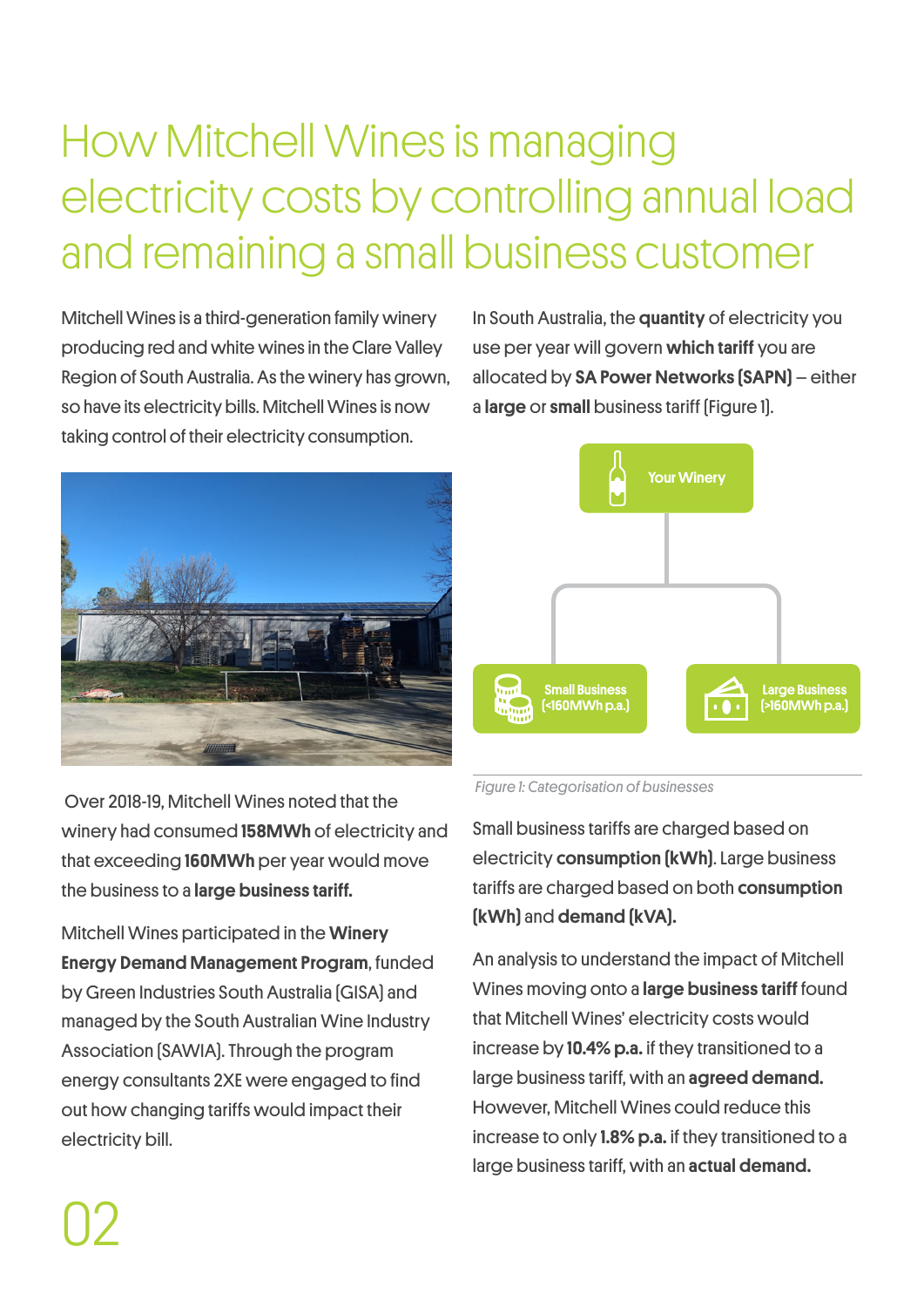# How Mitchell Wines is managing electricity costs by controlling annual load and remaining a small business customer

Mitchell Wines is a third-generation family winery producing red and white wines in the Clare Valley Region of South Australia. As the winery has grown, so have its electricity bills. Mitchell Wines is now taking control of their electricity consumption.

Over 2018-19, Mitchell Wines noted that the winery had consumed **158MWh** of electricity and that exceeding **160MWh** per year would move the business to a **large business tariff.**

Mitchell Wines participated in the **Winery Energy Demand Management Program**, funded by Green Industries South Australia (GISA) and managed by the South Australian Wine Industry Association (SAWIA). Through the program energy consultants 2XE were engaged to find out how changing tariffs would impact their electricity bill.

In South Australia, the **quantity** of electricity you use per year will govern **which tariff** you are allocated by **SA Power Networks (SAPN)** – either a **large** or **small** business tariff (Figure 1).

Your Winery

Small Business (<160MWh p.a.)

Large Business (>160MWh p.a.)

*Figure 1: Categorisation of businesses*

Small business tariffs are charged based on electricity **consumption (kWh)**. Large business tariffs are charged based on both **consumption (kWh)** and **demand (kVA).**

An analysis to understand the impact of Mitchell Wines moving onto a **large business tariff** found that Mitchell Wines' electricity costs would increase by **10.4% p.a.** if they transitioned to a large business tariff, with an **agreed demand.** However, Mitchell Wines could reduce this increase to only **1.8% p.a.** if they transitioned to a large business tariff, with an **actual demand.**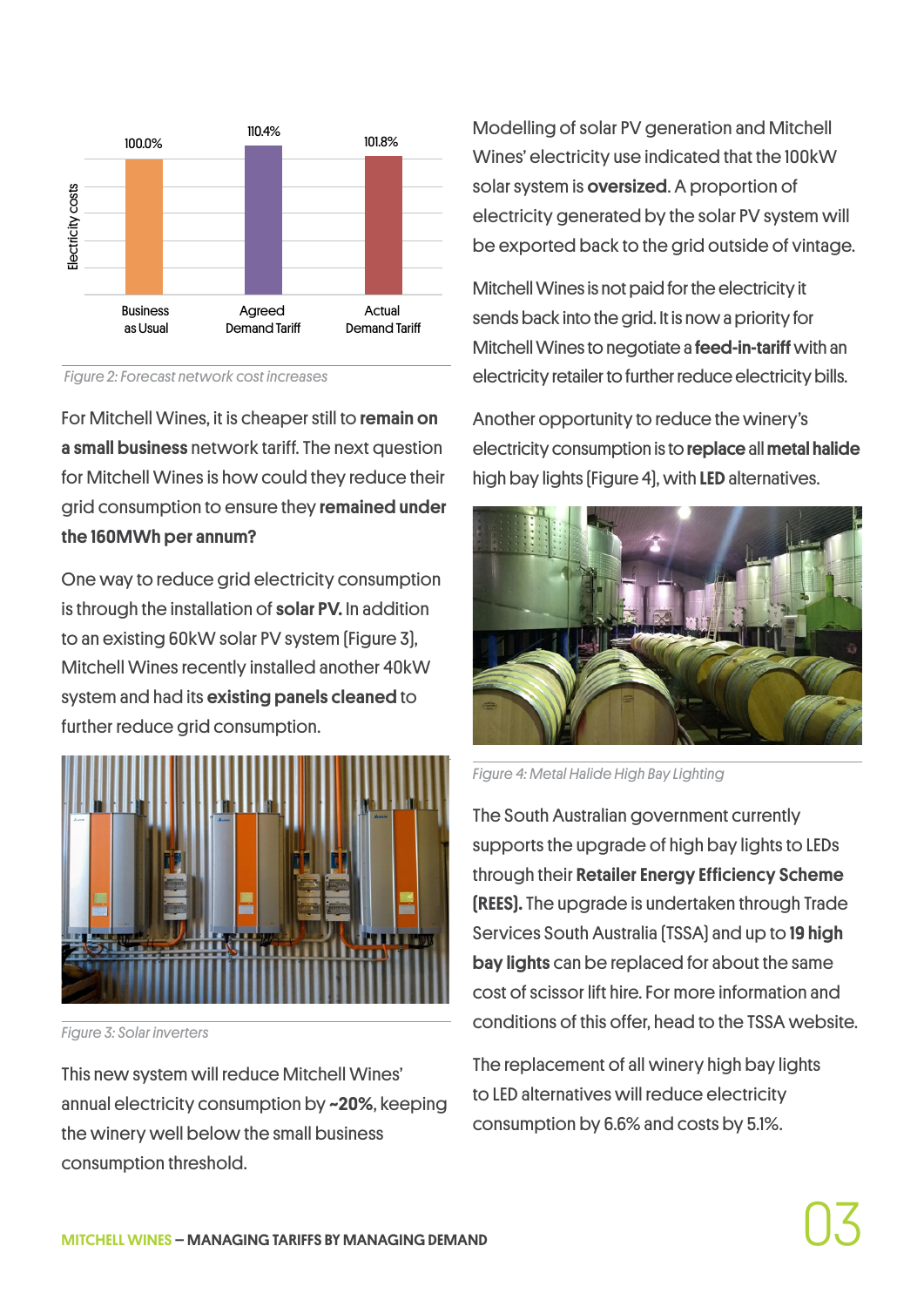Figure 2: Forecast network cost increases

For Mitchell Wines, it is cheaper still to **remain on a small business** network tariff. The next question for Mitchell Wines is how could they reduce their grid consumption to ensure they **remained under the 160MWh per annum?**

One way to reduce grid electricity consumption is through the installation of **solar PV.** In addition to an existing 60kW solar PV system (Figure 3), Mitchell Wines recently installed another 40kW system and had its **existing panels cleaned** to further reduce grid consumption.

Figure 3: Solar inverters

This new system will reduce Mitchell Wines' annual electricity consumption by **~20%**, keeping the winery well below the small business consumption threshold.

Modelling of solar PV generation and Mitchell Wines' electricity use indicated that the 100kW solar system is **oversized**. A proportion of electricity generated by the solar PV system will be exported back to the grid outside of vintage.

Mitchell Wines is not paid for the electricity it sends back into the grid. It is now a priority for Mitchell Wines to negotiate a **feed-in-tariff** with an electricity retailer to further reduce electricity bills.

Another opportunity to reduce the winery's electricity consumption is to **replace** all **metal halide** high bay lights (Figure 4), with **LED** alternatives.

Figure 4: Metal Halide High Bay Lighting

The South Australian government currently supports the upgrade of high bay lights to LEDs through their **Retailer Energy Efficiency Scheme (REES).** The upgrade is undertaken through Trade Services South Australia (TSSA) and up to **19 high bay lights** can be replaced for about the same cost of scissor lift hire. For more information and conditions of this offer, head to the TSSA website.

The replacement of all winery high bay lights to LED alternatives will reduce electricity consumption by 6.6% and costs by 5.1%.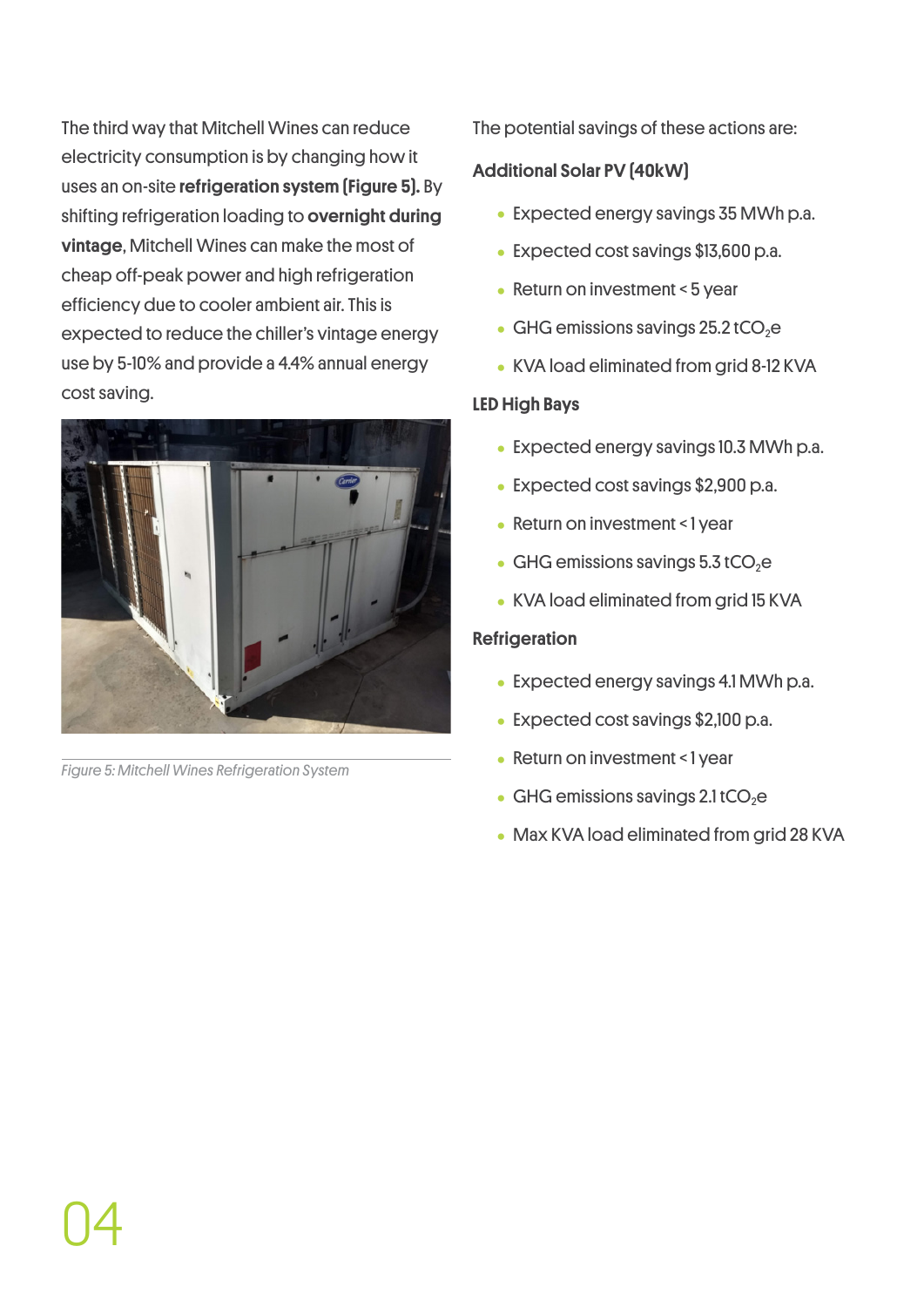The third way that Mitchell Wines can reduce electricity consumption is by changing how it uses an on-site **refrigeration system (Figure 5).** By shifting refrigeration loading to **overnight during vintage**, Mitchell Wines can make the most of cheap off-peak power and high refrigeration efficiency due to cooler ambient air. This is expected to reduce the chiller's vintage energy use by 5-10% and provide a 4.4% annual energy cost saving.

*Figure 5: Mitchell Wines Refrigeration System*

The potential savings of these actions are:

### Additional Solar PV (40kW)

- Expected energy savings 35 MWh p.a.
- Expected cost savings $13,600 p.a.
- Return on investment < 5 year
- GHG emissions savings 25.2 $tCO_2e$
- KVA load eliminated from grid 8-12 KVA

### LED High Bays

- Expected energy savings 10.3 MWh p.a.
- Expected cost savings $2,900 p.a.
- Return on investment < 1 year
- GHG emissions savings 5.3 $tCO_2e$
- KVA load eliminated from grid 15 KVA

### Refrigeration

- Expected energy savings 4.1 MWh p.a.
- Expected cost savings $2,100 p.a.
- Return on investment < 1 year
- GHG emissions savings 2.1 $tCO_2e$
- Max KVA load eliminated from grid 28 KVA